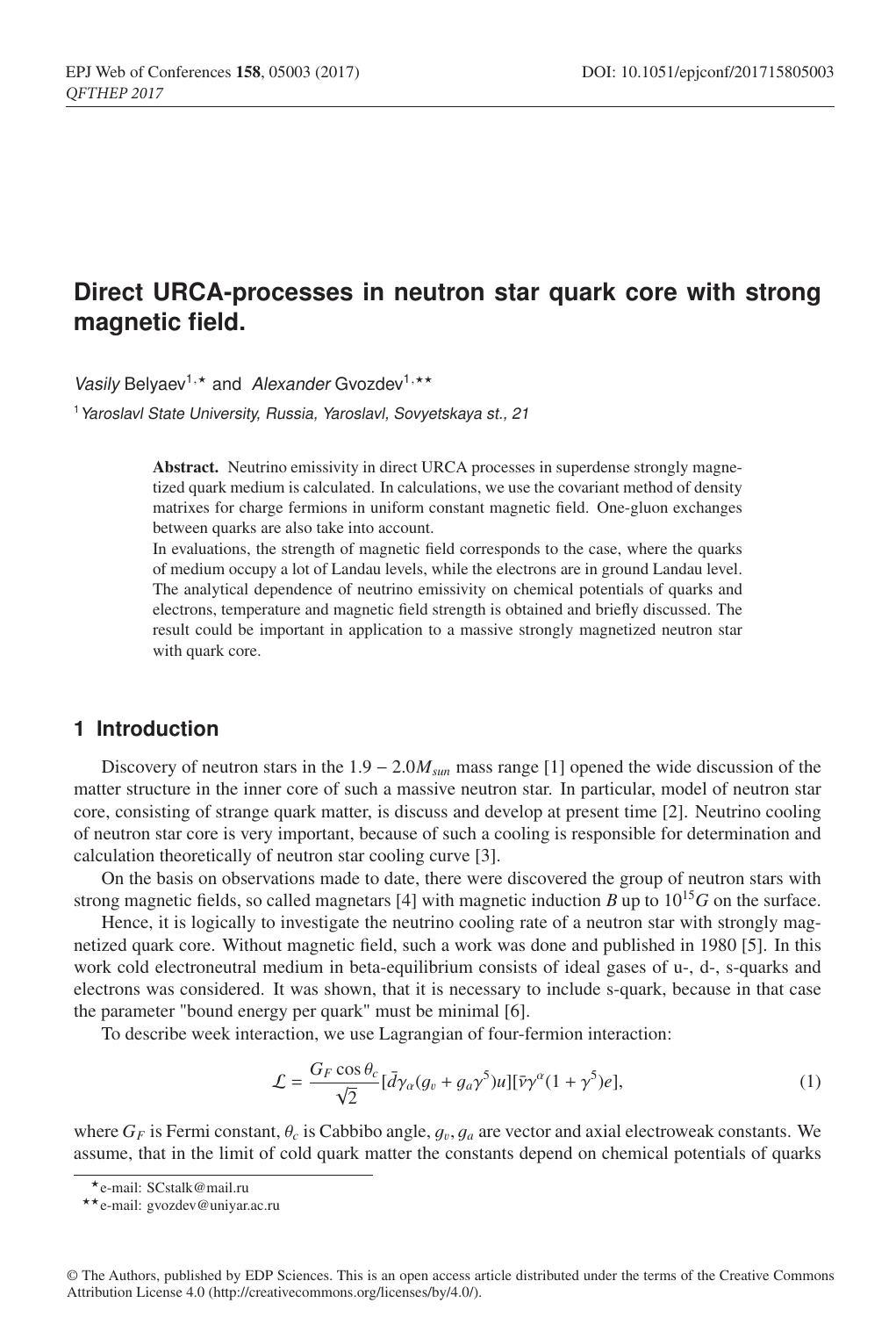# Direct URCA-processes in neutron star quark core with strong magnetic field.

*Vasily* Belyaev[1,⋆] and *Alexander* Gvozdev[1,⋆⋆]

[1]*Yaroslavl State University, Russia, Yaroslavl, Sovyetskaya st., 21*

**Abstract.** Neutrino emissivity in direct URCA processes in superdense strongly magnetized quark medium is calculated. In calculations, we use the covariant method of density matrixes for charge fermions in uniform constant magnetic field. One-gluon exchanges between quarks are also take into account.

In evaluations, the strength of magnetic field corresponds to the case, where the quarks of medium occupy a lot of Landau levels, while the electrons are in ground Landau level. The analytical dependence of neutrino emissivity on chemical potentials of quarks and electrons, temperature and magnetic field strength is obtained and briefly discussed. The result could be important in application to a massive strongly magnetized neutron star with quark core.

## 1 Introduction

Discovery of neutron stars in the $1.9 - 2.0 M_{sun}$ mass range [1] opened the wide discussion of the matter structure in the inner core of such a massive neutron star. In particular, model of neutron star core, consisting of strange quark matter, is discuss and develop at present time [2]. Neutrino cooling of neutron star core is very important, because of such a cooling is responsible for determination and calculation theoretically of neutron star cooling curve [3].

On the basis on observations made to date, there were discovered the group of neutron stars with strong magnetic fields, so called magnetars [4] with magnetic induction $B$ up to $10^{15}G$ on the surface.

Hence, it is logically to investigate the neutrino cooling rate of a neutron star with strongly magnetized quark core. Without magnetic field, such a work was done and published in 1980 [5]. In this work cold electroneutral medium in beta-equilibrium consists of ideal gases of u-, d-, s-quarks and electrons was considered. It was shown, that it is necessary to include s-quark, because in that case the parameter "bound energy per quark" must be minimal [6].

To describe week interaction, we use Lagrangian of four-fermion interaction:

$$\mathcal{L} = \frac{G_F \cos\theta_c}{\sqrt{2}} [\bar{d}\gamma_\alpha (g_v + g_a \gamma^5) u][\bar{\nu}\gamma^\alpha (1 + \gamma^5) e], \tag{1}$$

where $G_F$ is Fermi constant, $\theta_c$ is Cabbibo angle, $g_v, g_a$ are vector and axial electroweak constants. We assume, that in the limit of cold quark matter the constants depend on chemical potentials of quarks

⋆e-mail: SCstalk@mail.ru

⋆⋆e-mail: gvozdev@uniyar.ac.ru

© The Authors, published by EDP Sciences. This is an open access article distributed under the terms of the Creative Commons Attribution License 4.0 (http://creativecommons.org/licenses/by/4.0/).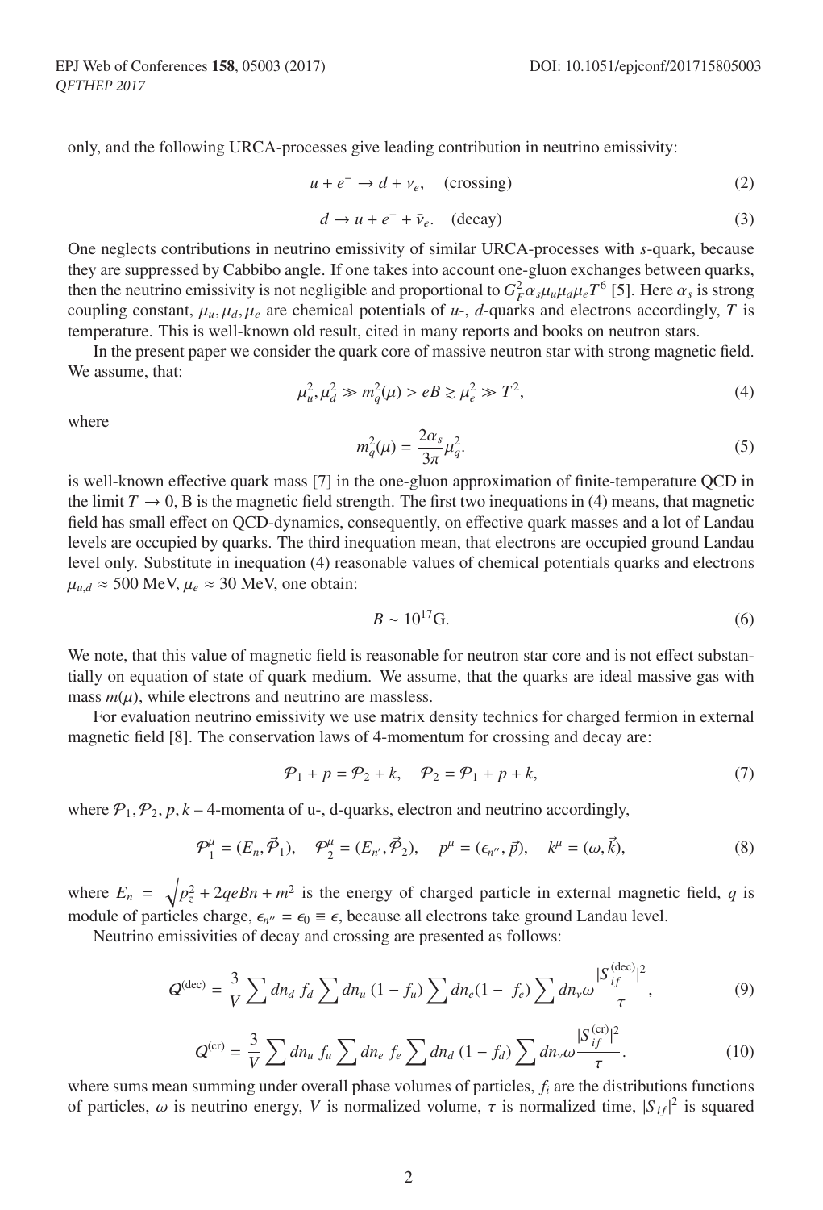only, and the following URCA-processes give leading contribution in neutrino emissivity:

$$u + e^- \to d + \nu_e, \quad \text{(crossing)} \tag{2}$$

$$d \to u + e^- + \bar{\nu}_e. \quad \text{(decay)} \tag{3}$$

One neglects contributions in neutrino emissivity of similar URCA-processes with $s$-quark, because they are suppressed by Cabbibo angle. If one takes into account one-gluon exchanges between quarks, then the neutrino emissivity is not negligible and proportional to $G_F^2 \alpha_s \mu_u \mu_d \mu_e T^6$ [5]. Here $\alpha_s$ is strong coupling constant, $\mu_u, \mu_d, \mu_e$ are chemical potentials of $u$-, $d$-quarks and electrons accordingly, $T$ is temperature. This is well-known old result, cited in many reports and books on neutron stars.

In the present paper we consider the quark core of massive neutron star with strong magnetic field. We assume, that:

$$\mu_u^2, \mu_d^2 \gg m_q^2(\mu) > eB \gtrsim \mu_e^2 \gg T^2, \tag{4}$$

where

$$m_q^2(\mu) = \frac{2\alpha_s}{3\pi}\mu_q^2. \tag{5}$$

is well-known effective quark mass [7] in the one-gluon approximation of finite-temperature QCD in the limit $T \to 0$, B is the magnetic field strength. The first two inequations in (4) means, that magnetic field has small effect on QCD-dynamics, consequently, on effective quark masses and a lot of Landau levels are occupied by quarks. The third inequation mean, that electrons are occupied ground Landau level only. Substitute in inequation (4) reasonable values of chemical potentials quarks and electrons $\mu_{u,d} \approx 500$ MeV, $\mu_e \approx 30$ MeV, one obtain:

$$B \sim 10^{17}\text{G}. \tag{6}$$

We note, that this value of magnetic field is reasonable for neutron star core and is not effect substantially on equation of state of quark medium. We assume, that the quarks are ideal massive gas with mass $m(\mu)$, while electrons and neutrino are massless.

For evaluation neutrino emissivity we use matrix density technics for charged fermion in external magnetic field [8]. The conservation laws of 4-momentum for crossing and decay are:

$$\mathcal{P}_1 + p = \mathcal{P}_2 + k, \quad \mathcal{P}_2 = \mathcal{P}_1 + p + k, \tag{7}$$

where $\mathcal{P}_1, \mathcal{P}_2, p, k$ – 4-momenta of u-, d-quarks, electron and neutrino accordingly,

$$\mathcal{P}_1^\mu = (E_n, \vec{\mathcal{P}}_1), \quad \mathcal{P}_2^\mu = (E_{n'}, \vec{\mathcal{P}}_2), \quad p^\mu = (\epsilon_{n''}, \vec{p}), \quad k^\mu = (\omega, \vec{k}), \tag{8}$$

where $E_n = \sqrt{p_z^2 + 2qeBn + m^2}$ is the energy of charged particle in external magnetic field, $q$ is module of particles charge, $\epsilon_{n''} = \epsilon_0 \equiv \epsilon$, because all electrons take ground Landau level.

Neutrino emissivities of decay and crossing are presented as follows:

$$Q^{(\text{dec})} = \frac{3}{V}\sum dn_d\, f_d \sum dn_u\,(1 - f_u) \sum dn_e (1 - f_e) \sum dn_\nu \omega \frac{|S_{if}^{(\text{dec})}|^2}{\tau}, \tag{9}$$

$$Q^{(\text{cr})} = \frac{3}{V}\sum dn_u\, f_u \sum dn_e\, f_e \sum dn_d\,(1 - f_d) \sum dn_\nu \omega \frac{|S_{if}^{(\text{cr})}|^2}{\tau}. \tag{10}$$

where sums mean summing under overall phase volumes of particles, $f_i$ are the distributions functions of particles, $\omega$ is neutrino energy, $V$ is normalized volume, $\tau$ is normalized time, $|S_{if}|^2$ is squared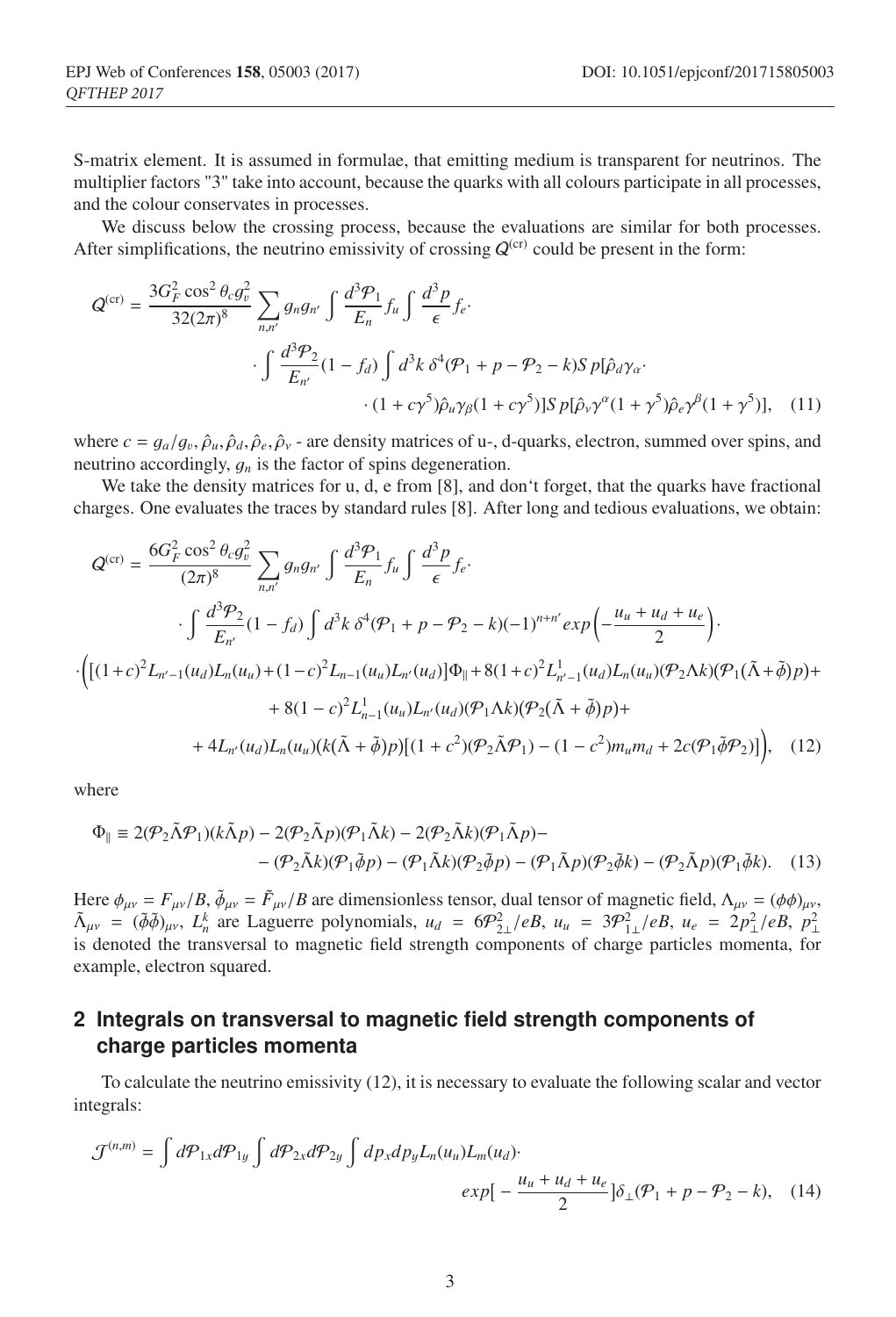S-matrix element. It is assumed in formulae, that emitting medium is transparent for neutrinos. The multiplier factors "3" take into account, because the quarks with all colours participate in all processes, and the colour conservates in processes.

We discuss below the crossing process, because the evaluations are similar for both processes. After simplifications, the neutrino emissivity of crossing $Q^{(\mathrm{cr})}$ could be present in the form:

$$
Q^{(\mathrm{cr})} = \frac{3G_F^2 \cos^2\theta_c g_v^2}{32(2\pi)^8} \sum_{n,n'} g_n g_{n'} \int \frac{d^3\mathcal{P}_1}{E_n} f_u \int \frac{d^3 p}{\epsilon} f_e \cdot
\cdot \int \frac{d^3\mathcal{P}_2}{E_{n'}}(1-f_d) \int d^3k\, \delta^4(\mathcal{P}_1 + p - \mathcal{P}_2 - k) Sp[\hat{\rho}_d \gamma_\alpha \cdot
\cdot (1+c\gamma^5)\hat{\rho}_u \gamma_\beta (1+c\gamma^5)] Sp[\hat{\rho}_\nu \gamma^\alpha (1+\gamma^5)\hat{\rho}_e \gamma^\beta (1+\gamma^5)], \quad (11)
$$

where $c = g_a/g_v, \hat{\rho}_u, \hat{\rho}_d, \hat{\rho}_e, \hat{\rho}_\nu$ - are density matrices of u-, d-quarks, electron, summed over spins, and neutrino accordingly, $g_n$ is the factor of spins degeneration.

We take the density matrices for u, d, e from [8], and don't forget, that the quarks have fractional charges. One evaluates the traces by standard rules [8]. After long and tedious evaluations, we obtain:

$$
Q^{(\mathrm{cr})} = \frac{6G_F^2 \cos^2\theta_c g_v^2}{(2\pi)^8} \sum_{n,n'} g_n g_{n'} \int \frac{d^3\mathcal{P}_1}{E_n} f_u \int \frac{d^3 p}{\epsilon} f_e \cdot
\cdot \int \frac{d^3\mathcal{P}_2}{E_{n'}}(1-f_d) \int d^3k\, \delta^4(\mathcal{P}_1 + p - \mathcal{P}_2 - k)(-1)^{n+n'} exp\left(-\frac{u_u+u_d+u_e}{2}\right) \cdot
\cdot \Big( [(1+c)^2 L_{n'-1}(u_d) L_n(u_u) + (1-c)^2 L_{n-1}(u_u) L_{n'}(u_d)]\Phi_\parallel + 8(1+c)^2 L^1_{n'-1}(u_d) L_n(u_u)(\mathcal{P}_2 \Lambda k)(\mathcal{P}_1(\tilde{\Lambda}+\tilde{\phi})p) +
+ 8(1-c)^2 L^1_{n-1}(u_u) L_{n'}(u_d)(\mathcal{P}_1 \Lambda k)(\mathcal{P}_2(\tilde{\Lambda}+\tilde{\phi})p) +
+ 4L_{n'}(u_d) L_n(u_u)(k(\tilde{\Lambda}+\tilde{\phi})p)[(1+c^2)(\mathcal{P}_2 \tilde{\Lambda} \mathcal{P}_1) - (1-c^2) m_u m_d + 2c(\mathcal{P}_1 \tilde{\phi} \mathcal{P}_2)] \Big), \quad (12)
$$

where

$$
\Phi_\parallel \equiv 2(\mathcal{P}_2 \tilde{\Lambda} \mathcal{P}_1)(k\tilde{\Lambda}p) - 2(\mathcal{P}_2 \tilde{\Lambda} p)(\mathcal{P}_1 \tilde{\Lambda} k) - 2(\mathcal{P}_2 \tilde{\Lambda} k)(\mathcal{P}_1 \tilde{\Lambda} p) -
- (\mathcal{P}_2 \tilde{\Lambda} k)(\mathcal{P}_1 \tilde{\phi} p) - (\mathcal{P}_1 \tilde{\Lambda} k)(\mathcal{P}_2 \tilde{\phi} p) - (\mathcal{P}_1 \tilde{\Lambda} p)(\mathcal{P}_2 \tilde{\phi} k) - (\mathcal{P}_2 \tilde{\Lambda} p)(\mathcal{P}_1 \tilde{\phi} k). \quad (13)
$$

Here $\phi_{\mu\nu} = F_{\mu\nu}/B$, $\tilde{\phi}_{\mu\nu} = \tilde{F}_{\mu\nu}/B$ are dimensionless tensor, dual tensor of magnetic field, $\Lambda_{\mu\nu} = (\phi\phi)_{\mu\nu}$, $\tilde{\Lambda}_{\mu\nu} = (\tilde{\phi}\tilde{\phi})_{\mu\nu}$, $L_n^k$ are Laguerre polynomials, $u_d = 6\mathcal{P}^2_{2\perp}/eB$, $u_u = 3\mathcal{P}^2_{1\perp}/eB$, $u_e = 2p^2_\perp/eB$, $p^2_\perp$ is denoted the transversal to magnetic field strength components of charge particles momenta, for example, electron squared.

## 2 Integrals on transversal to magnetic field strength components of charge particles momenta

To calculate the neutrino emissivity (12), it is necessary to evaluate the following scalar and vector integrals:

$$
\mathcal{J}^{(n,m)} = \int d\mathcal{P}_{1x} d\mathcal{P}_{1y} \int d\mathcal{P}_{2x} d\mathcal{P}_{2y} \int dp_x dp_y L_n(u_u) L_m(u_d) \cdot
exp\left[-\frac{u_u+u_d+u_e}{2}\right] \delta_\perp(\mathcal{P}_1 + p - \mathcal{P}_2 - k), \quad (14)
$$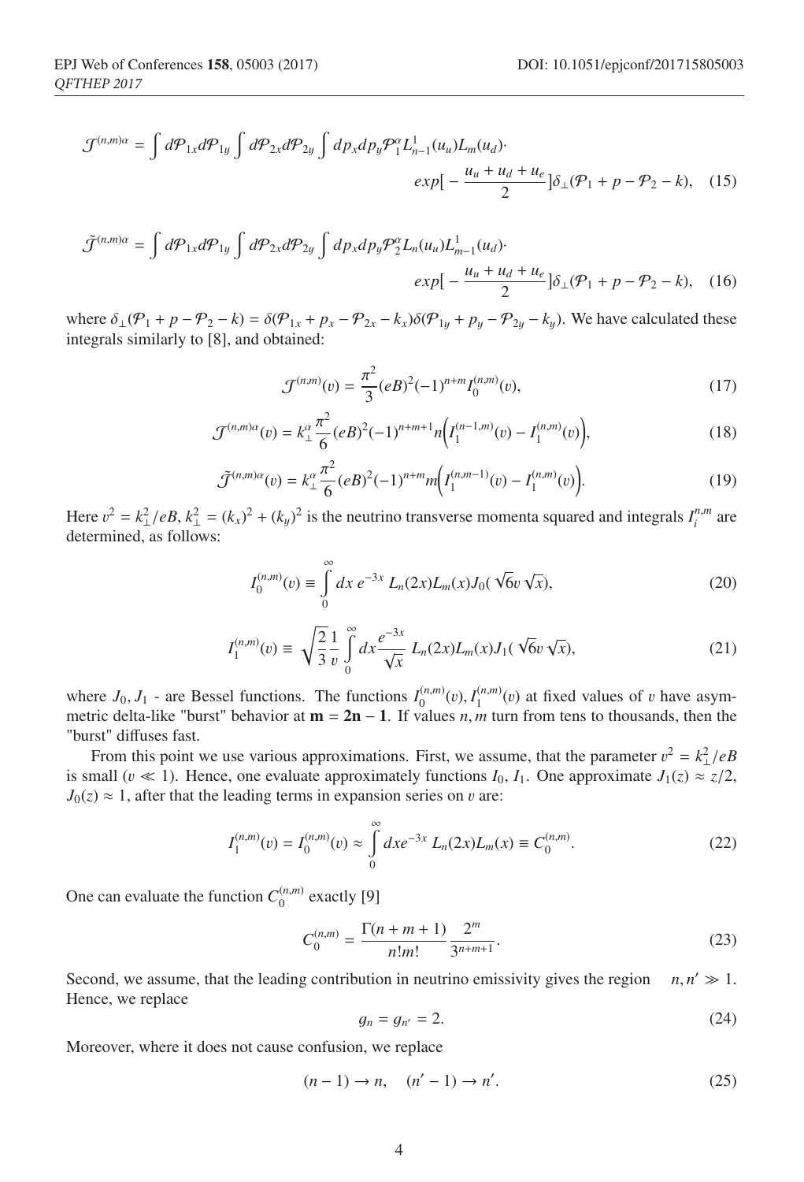$$\mathcal{J}^{(n,m)\alpha} = \int d\mathcal{P}_{1x}d\mathcal{P}_{1y}\int d\mathcal{P}_{2x}d\mathcal{P}_{2y}\int dp_x dp_y \mathcal{P}_1^{\alpha} L_{n-1}^1(u_u)L_m(u_d)\cdot$$
$$exp[-\frac{u_u+u_d+u_e}{2}]\delta_{\perp}(\mathcal{P}_1+p-\mathcal{P}_2-k), \quad (15)$$

$$\tilde{\mathcal{J}}^{(n,m)\alpha} = \int d\mathcal{P}_{1x}d\mathcal{P}_{1y}\int d\mathcal{P}_{2x}d\mathcal{P}_{2y}\int dp_x dp_y \mathcal{P}_2^{\alpha} L_n(u_u)L_{m-1}^1(u_d)\cdot$$
$$exp[-\frac{u_u+u_d+u_e}{2}]\delta_{\perp}(\mathcal{P}_1+p-\mathcal{P}_2-k), \quad (16)$$

where $\delta_{\perp}(\mathcal{P}_1+p-\mathcal{P}_2-k) = \delta(\mathcal{P}_{1x}+p_x-\mathcal{P}_{2x}-k_x)\delta(\mathcal{P}_{1y}+p_y-\mathcal{P}_{2y}-k_y)$. We have calculated these integrals similarly to [8], and obtained:

$$\mathcal{J}^{(n,m)}(v) = \frac{\pi^2}{3}(eB)^2(-1)^{n+m}I_0^{(n,m)}(v), \quad (17)$$

$$\mathcal{J}^{(n,m)\alpha}(v) = k_{\perp}^{\alpha}\frac{\pi^2}{6}(eB)^2(-1)^{n+m+1}n\Big(I_1^{(n-1,m)}(v) - I_1^{(n,m)}(v)\Big), \quad (18)$$

$$\tilde{\mathcal{J}}^{(n,m)\alpha}(v) = k_{\perp}^{\alpha}\frac{\pi^2}{6}(eB)^2(-1)^{n+m}m\Big(I_1^{(n,m-1)}(v) - I_1^{(n,m)}(v)\Big). \quad (19)$$

Here $v^2 = k_{\perp}^2/eB$, $k_{\perp}^2 = (k_x)^2+(k_y)^2$ is the neutrino transverse momenta squared and integrals $I_i^{n,m}$ are determined, as follows:

$$I_0^{(n,m)}(v) \equiv \int_0^{\infty} dx\, e^{-3x}\, L_n(2x)L_m(x)J_0(\sqrt{6}v\sqrt{x}), \quad (20)$$

$$I_1^{(n,m)}(v) \equiv \sqrt{\frac{2}{3}}\frac{1}{v}\int_0^{\infty} dx\frac{e^{-3x}}{\sqrt{x}}\, L_n(2x)L_m(x)J_1(\sqrt{6}v\sqrt{x}), \quad (21)$$

where $J_0, J_1$ - are Bessel functions. The functions $I_0^{(n,m)}(v), I_1^{(n,m)}(v)$ at fixed values of $v$ have asymmetric delta-like "burst" behavior at $\mathbf{m = 2n - 1}$. If values $n, m$ turn from tens to thousands, then the "burst" diffuses fast.

From this point we use various approximations. First, we assume, that the parameter $v^2 = k_{\perp}^2/eB$ is small ($v \ll 1$). Hence, one evaluate approximately functions $I_0, I_1$. One approximate $J_1(z) \approx z/2$, $J_0(z) \approx 1$, after that the leading terms in expansion series on $v$ are:

$$I_1^{(n,m)}(v) = I_0^{(n,m)}(v) \approx \int_0^{\infty} dx e^{-3x}\, L_n(2x)L_m(x) \equiv C_0^{(n,m)}. \quad (22)$$

One can evaluate the function $C_0^{(n,m)}$ exactly [9]

$$C_0^{(n,m)} = \frac{\Gamma(n+m+1)}{n!m!}\frac{2^m}{3^{n+m+1}}. \quad (23)$$

Second, we assume, that the leading contribution in neutrino emissivity gives the region $n, n' \gg 1$. Hence, we replace

$$g_n = g_{n'} = 2. \quad (24)$$

Moreover, where it does not cause confusion, we replace

$$(n-1) \to n, \quad (n'-1) \to n'. \quad (25)$$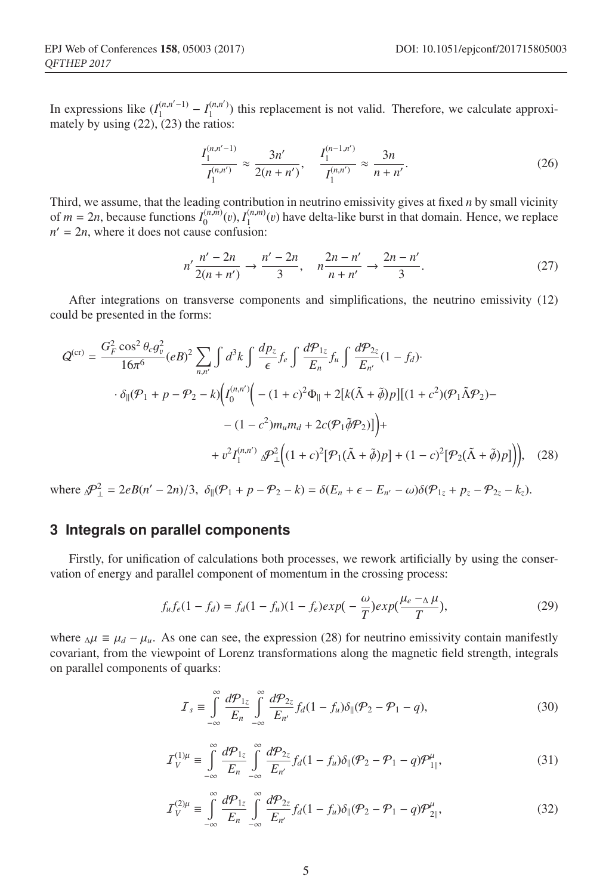In expressions like $(I_1^{(n,n'-1)} - I_1^{(n,n')})$ this replacement is not valid. Therefore, we calculate approximately by using (22), (23) the ratios:

$$\frac{I_1^{(n,n'-1)}}{I_1^{(n,n')}} \approx \frac{3n'}{2(n+n')}, \quad \frac{I_1^{(n-1,n')}}{I_1^{(n,n')}} \approx \frac{3n}{n+n'}. \tag{26}$$

Third, we assume, that the leading contribution in neutrino emissivity gives at fixed $n$ by small vicinity of $m = 2n$, because functions $I_0^{(n,m)}(v), I_1^{(n,m)}(v)$ have delta-like burst in that domain. Hence, we replace $n' = 2n$, where it does not cause confusion:

$$n'\frac{n'-2n}{2(n+n')} \to \frac{n'-2n}{3}, \quad n\frac{2n-n'}{n+n'} \to \frac{2n-n'}{3}. \tag{27}$$

After integrations on transverse components and simplifications, the neutrino emissivity (12) could be presented in the forms:

$$\begin{aligned}
Q^{(\mathrm{cr})} = \frac{G_F^2 \cos^2\theta_c g_v^2}{16\pi^6}(eB)^2 \sum_{n,n'} \int d^3k \int \frac{dp_z}{\epsilon} f_e \int \frac{d\mathcal{P}_{1z}}{E_n} f_u \int \frac{d\mathcal{P}_{2z}}{E_{n'}} (1-f_d)\cdot \\
\cdot\, \delta_\parallel(\mathcal{P}_1 + p - \mathcal{P}_2 - k)\Big(I_0^{(n,n')}\Big( -(1+c)^2\Phi_\parallel + 2[k(\tilde{\Lambda}+\tilde{\phi})p][(1+c^2)(\mathcal{P}_1\tilde{\Lambda}\mathcal{P}_2) - \\
-(1-c^2)m_u m_d + 2c(\mathcal{P}_1\tilde{\phi}\mathcal{P}_2)]\Big) + \\
+\, v^2 I_1^{(n,n')}\, {}_\Delta\mathcal{P}_\perp^2\Big((1+c)^2[\mathcal{P}_1(\tilde{\Lambda}+\tilde{\phi})p] + (1-c)^2[\mathcal{P}_2(\tilde{\Lambda}+\tilde{\phi})p]\Big)\Big),
\end{aligned} \tag{28}$$

where ${}_\Delta\mathcal{P}_\perp^2 = 2eB(n'-2n)/3$, $\delta_\parallel(\mathcal{P}_1 + p - \mathcal{P}_2 - k) = \delta(E_n + \epsilon - E_{n'} - \omega)\delta(\mathcal{P}_{1z} + p_z - \mathcal{P}_{2z} - k_z)$.

## 3 Integrals on parallel components

Firstly, for unification of calculations both processes, we rework artificially by using the conservation of energy and parallel component of momentum in the crossing process:

$$f_u f_e (1-f_d) = f_d(1-f_u)(1-f_e)exp(-\frac{\omega}{T})exp(\frac{\mu_e - {}_\Delta\mu}{T}), \tag{29}$$

where ${}_\Delta\mu \equiv \mu_d - \mu_u$. As one can see, the expression (28) for neutrino emissivity contain manifestly covariant, from the viewpoint of Lorenz transformations along the magnetic field strength, integrals on parallel components of quarks:

$$\mathcal{I}_s \equiv \int_{-\infty}^{\infty} \frac{d\mathcal{P}_{1z}}{E_n} \int_{-\infty}^{\infty} \frac{d\mathcal{P}_{2z}}{E_{n'}} f_d(1-f_u)\delta_\parallel(\mathcal{P}_2 - \mathcal{P}_1 - q), \tag{30}$$

$$\mathcal{I}_V^{(1)\mu} \equiv \int_{-\infty}^{\infty} \frac{d\mathcal{P}_{1z}}{E_n} \int_{-\infty}^{\infty} \frac{d\mathcal{P}_{2z}}{E_{n'}} f_d(1-f_u)\delta_\parallel(\mathcal{P}_2 - \mathcal{P}_1 - q)\mathcal{P}_{1\parallel}^\mu, \tag{31}$$

$$\mathcal{I}_V^{(2)\mu} \equiv \int_{-\infty}^{\infty} \frac{d\mathcal{P}_{1z}}{E_n} \int_{-\infty}^{\infty} \frac{d\mathcal{P}_{2z}}{E_{n'}} f_d(1-f_u)\delta_\parallel(\mathcal{P}_2 - \mathcal{P}_1 - q)\mathcal{P}_{2\parallel}^\mu, \tag{32}$$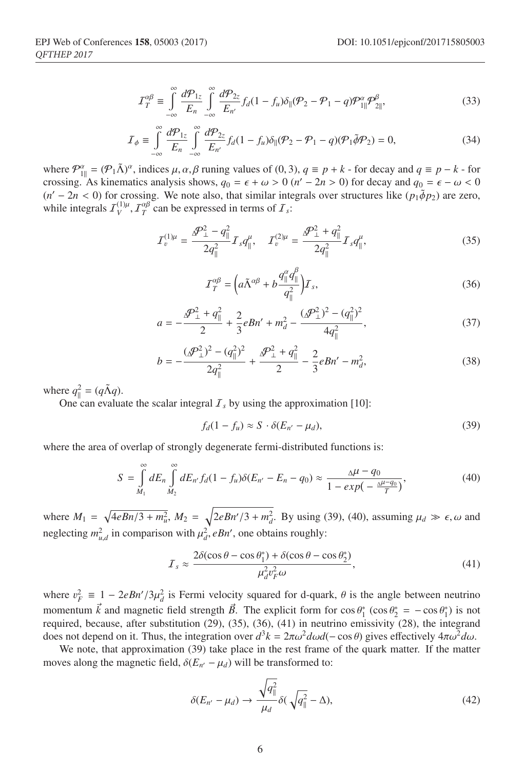$$\mathcal{I}_T^{\alpha\beta} \equiv \int\limits_{-\infty}^{\infty} \frac{d\mathcal{P}_{1z}}{E_n} \int\limits_{-\infty}^{\infty} \frac{d\mathcal{P}_{2z}}{E_{n'}} f_d(1-f_u)\delta_{\parallel}(\mathcal{P}_2 - \mathcal{P}_1 - q)\mathcal{P}_{1\parallel}^{\alpha}\mathcal{P}_{2\parallel}^{\beta}, \tag{33}$$

$$\mathcal{I}_{\phi} \equiv \int\limits_{-\infty}^{\infty} \frac{d\mathcal{P}_{1z}}{E_n} \int\limits_{-\infty}^{\infty} \frac{d\mathcal{P}_{2z}}{E_{n'}} f_d(1-f_u)\delta_{\parallel}(\mathcal{P}_2 - \mathcal{P}_1 - q)(\mathcal{P}_1\tilde{\phi}\mathcal{P}_2) = 0, \tag{34}$$

where $\mathcal{P}_{1\parallel}^{\alpha} = (\mathcal{P}_1\tilde{\Lambda})^{\alpha}$, indices $\mu, \alpha, \beta$ runing values of $(0,3)$, $q \equiv p + k$ - for decay and $q \equiv p - k$ - for crossing. As kinematics analysis shows, $q_0 = \epsilon + \omega > 0$ $(n' - 2n > 0)$ for decay and $q_0 = \epsilon - \omega < 0$ $(n' - 2n < 0)$ for crossing. We note also, that similar integrals over structures like $(p_1\tilde{\phi}p_2)$ are zero, while integrals $\mathcal{I}_V^{(1)\mu}, \mathcal{I}_T^{\alpha\beta}$ can be expressed in terms of $\mathcal{I}_s$:

$$\mathcal{I}_v^{(1)\mu} = \frac{\Delta\mathcal{P}_{\perp}^2 - q_{\parallel}^2}{2q_{\parallel}^2}\mathcal{I}_s q_{\parallel}^{\mu}, \quad \mathcal{I}_v^{(2)\mu} = \frac{\Delta\mathcal{P}_{\perp}^2 + q_{\parallel}^2}{2q_{\parallel}^2}\mathcal{I}_s q_{\parallel}^{\mu}, \tag{35}$$

$$\mathcal{I}_T^{\alpha\beta} = \left(a\tilde{\Lambda}^{\alpha\beta} + b\frac{q_{\parallel}^{\alpha}q_{\parallel}^{\beta}}{q_{\parallel}^2}\right)\mathcal{I}_s, \tag{36}$$

$$a = -\frac{\Delta\mathcal{P}_{\perp}^2 + q_{\parallel}^2}{2} + \frac{2}{3}eBn' + m_d^2 - \frac{(\Delta\mathcal{P}_{\perp}^2)^2 - (q_{\parallel}^2)^2}{4q_{\parallel}^2}, \tag{37}$$

$$b = -\frac{(\Delta\mathcal{P}_{\perp}^2)^2 - (q_{\parallel}^2)^2}{2q_{\parallel}^2} + \frac{\Delta\mathcal{P}_{\perp}^2 + q_{\parallel}^2}{2} - \frac{2}{3}eBn' - m_d^2, \tag{38}$$

where $q_{\parallel}^2 = (q\tilde{\Lambda}q)$.

One can evaluate the scalar integral $\mathcal{I}_s$ by using the approximation [10]:

$$f_d(1-f_u) \approx S \cdot \delta(E_{n'} - \mu_d), \tag{39}$$

where the area of overlap of strongly degenerate fermi-distributed functions is:

$$S = \int\limits_{M_1}^{\infty} dE_n \int\limits_{M_2}^{\infty} dE_{n'} f_d(1-f_u)\delta(E_{n'} - E_n - q_0) \approx \frac{\Delta\mu - q_0}{1 - exp(-\frac{\Delta\mu - q_0}{T})}, \tag{40}$$

where $M_1 = \sqrt{4eBn/3 + m_u^2}$, $M_2 = \sqrt{2eBn'/3 + m_d^2}$. By using (39), (40), assuming $\mu_d \gg \epsilon, \omega$ and neglecting $m_{u,d}^2$ in comparison with $\mu_d^2, eBn'$, one obtains roughly:

$$\mathcal{I}_s \approx \frac{2\delta(\cos\theta - \cos\theta_1^*) + \delta(\cos\theta - \cos\theta_2^*)}{\mu_d^2 v_F^2 \omega}, \tag{41}$$

where $v_F^2 \equiv 1 - 2eBn'/3\mu_d^2$ is Fermi velocity squared for d-quark, $\theta$ is the angle between neutrino momentum $\vec{k}$ and magnetic field strength $\vec{B}$. The explicit form for $\cos\theta_1^*$ ($\cos\theta_2^* = -\cos\theta_1^*$) is not required, because, after substitution (29), (35), (36), (41) in neutrino emissivity (28), the integrand does not depend on it. Thus, the integration over $d^3k = 2\pi\omega^2 d\omega d(-\cos\theta)$ gives effectively $4\pi\omega^2 d\omega$.

We note, that approximation (39) take place in the rest frame of the quark matter. If the matter moves along the magnetic field, $\delta(E_{n'} - \mu_d)$ will be transformed to:

$$\delta(E_{n'} - \mu_d) \to \frac{\sqrt{q_{\parallel}^2}}{\mu_d}\delta(\sqrt{q_{\parallel}^2} - \Delta), \tag{42}$$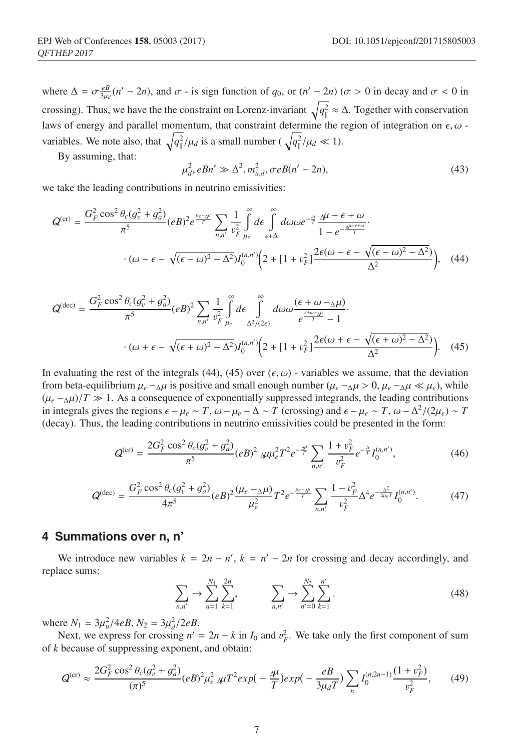where $\Delta = \sigma \frac{eB}{3\mu_d}(n' - 2n)$, and $\sigma$ - is sign function of $q_0$, or $(n' - 2n)$ ($\sigma > 0$ in decay and $\sigma < 0$ in crossing). Thus, we have the the constraint on Lorenz-invariant $\sqrt{q_\parallel^2} \approx \Delta$. Together with conservation laws of energy and parallel momentum, that constraint determine the region of integration on $\epsilon, \omega$ - variables. We note also, that $\sqrt{q_\parallel^2}/\mu_d$ is a small number ( $\sqrt{q_\parallel^2}/\mu_d \ll 1$).

By assuming, that:

$$\mu_d^2, eBn' \gg \Delta^2, m_{u,d}^2, \sigma eB(n' - 2n), \tag{43}$$

we take the leading contributions in neutrino emissivities:

$$Q^{(\mathrm{cr})} = \frac{G_F^2 \cos^2\theta_c (g_v^2 + g_a^2)}{\pi^5}(eB)^2 e^{\frac{\mu_e - {}_\Delta\mu}{T}} \sum_{n,n'} \frac{1}{v_F^2} \int_{\mu_e}^{\infty} d\epsilon \int_{\epsilon+\Delta}^{\infty} d\omega \omega e^{-\frac{\omega}{T}} \frac{{}_\Delta\mu - \epsilon + \omega}{1 - e^{-\frac{{}_\Delta\mu - \epsilon + \omega}{T}}} \cdot$$
$$\cdot (\omega - \epsilon - \sqrt{(\epsilon - \omega)^2 - \Delta^2}) I_0^{(n,n')} \Big( 2 + [1 + v_F^2] \frac{2\epsilon(\omega - \epsilon - \sqrt{(\epsilon - \omega)^2 - \Delta^2})}{\Delta^2} \Big), \tag{44}$$

$$Q^{(\mathrm{dec})} = \frac{G_F^2 \cos^2\theta_c (g_v^2 + g_a^2)}{\pi^5}(eB)^2 \sum_{n,n'} \frac{1}{v_F^2} \int_{\mu_e}^{\infty} d\epsilon \int_{\Delta^2/(2\epsilon)}^{\infty} d\omega \omega \frac{(\epsilon + \omega - {}_\Delta\mu)}{e^{\frac{\epsilon + \omega - {}_\Delta\mu}{T}} - 1} \cdot$$
$$\cdot (\omega + \epsilon - \sqrt{(\epsilon + \omega)^2 - \Delta^2}) I_0^{(n,n')} \Big( 2 + [1 + v_F^2] \frac{2\epsilon(\omega + \epsilon - \sqrt{(\epsilon + \omega)^2 - \Delta^2})}{\Delta^2} \Big). \tag{45}$$

In evaluating the rest of the integrals (44), (45) over $(\epsilon, \omega)$ - variables we assume, that the deviation from beta-equilibrium $\mu_e - {}_\Delta\mu$ is positive and small enough number ($\mu_e - {}_\Delta\mu > 0, \mu_e - {}_\Delta\mu \ll \mu_e$), while $(\mu_e - {}_\Delta\mu)/T \gg 1$. As a consequence of exponentially suppressed integrands, the leading contributions in integrals gives the regions $\epsilon - \mu_e \sim T$, $\omega - \mu_e - \Delta \sim T$ (crossing) and $\epsilon - \mu_e \sim T$, $\omega - \Delta^2/(2\mu_e) \sim T$ (decay). Thus, the leading contributions in neutrino emissivities could be presented in the form:

$$Q^{(\mathrm{cr})} = \frac{2G_F^2 \cos^2\theta_c (g_v^2 + g_a^2)}{\pi^5}(eB)^2 \, {}_\Delta\mu \mu_e^2 T^2 e^{-\frac{{}_\Delta\mu}{T}} \sum_{n,n'} \frac{1 + v_F^2}{v_F^2} e^{-\frac{\Delta}{T}} I_0^{(n,n')}, \tag{46}$$

$$Q^{(\mathrm{dec})} = \frac{G_F^2 \cos^2\theta_c (g_v^2 + g_a^2)}{4\pi^5}(eB)^2 \frac{(\mu_e - {}_\Delta\mu)}{\mu_e^2} T^2 e^{-\frac{\mu_e - {}_\Delta\mu}{T}} \sum_{n,n'} \frac{1 - v_F^2}{v_F^2} \Delta^4 e^{-\frac{\Delta^2}{2\mu_e T}} I_0^{(n,n')}. \tag{47}$$

## 4 Summations over n, n'

We introduce new variables $k = 2n - n'$, $k = n' - 2n$ for crossing and decay accordingly, and replace sums:

$$\sum_{n,n'} \to \sum_{n=1}^{N_1} \sum_{k=1}^{2n}, \qquad \sum_{n,n'} \to \sum_{n'=0}^{N_2} \sum_{k=1}^{n'}. \tag{48}$$

where $N_1 = 3\mu_u^2/4eB$, $N_2 = 3\mu_d^2/2eB$.

Next, we express for crossing $n' = 2n - k$ in $I_0$ and $v_F^2$. We take only the first component of sum of $k$ because of suppressing exponent, and obtain:

$$Q^{(\mathrm{cr})} \approx \frac{2G_F^2 \cos^2\theta_c (g_v^2 + g_a^2)}{(\pi)^5}(eB)^2 \mu_e^2 \, {}_\Delta\mu T^2 exp(-\frac{{}_\Delta\mu}{T}) exp(-\frac{eB}{3\mu_d T}) \sum_n I_0^{(n,2n-1)} \frac{(1 + v_F^2)}{v_F^2}, \tag{49}$$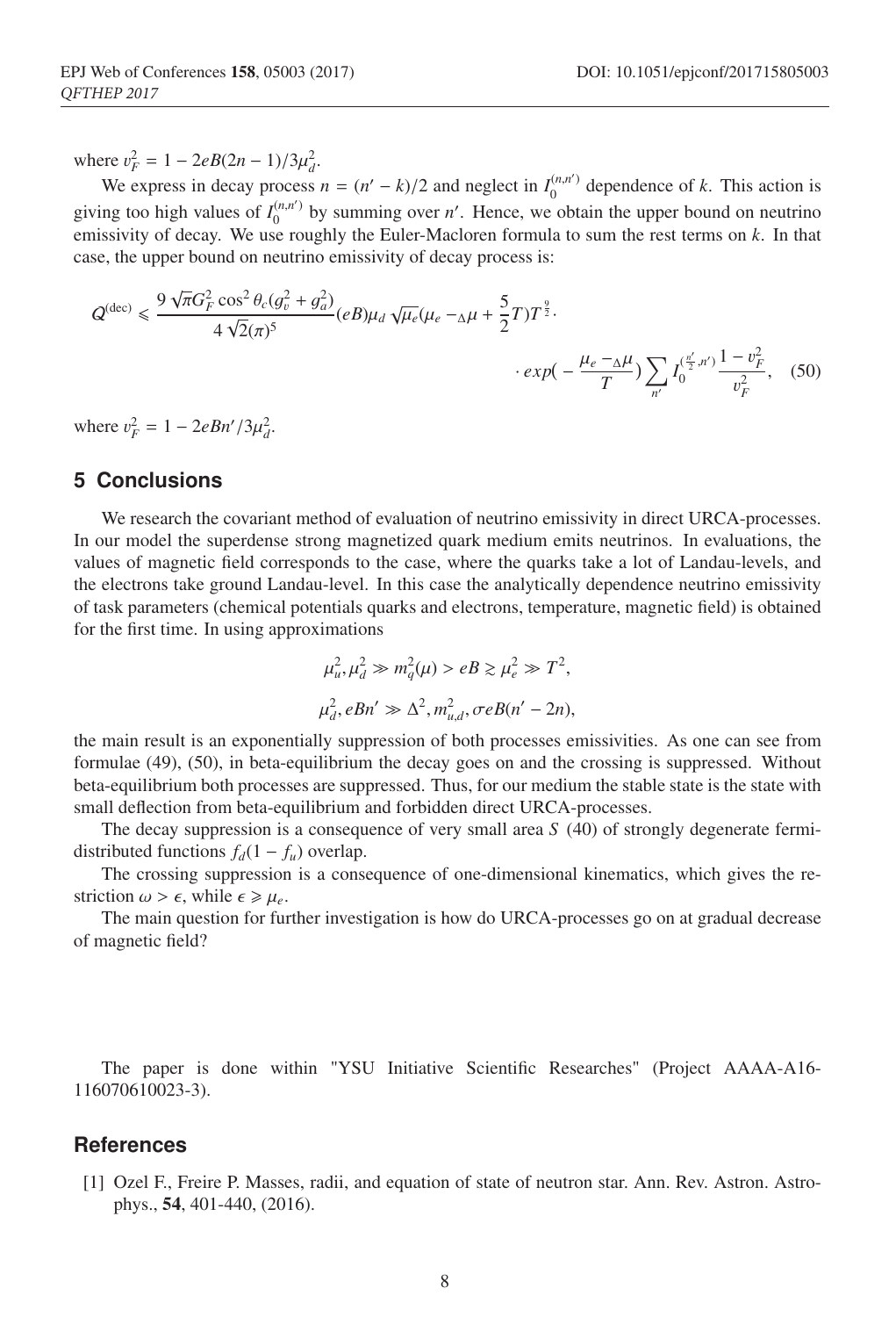where $v_F^2 = 1 - 2eB(2n-1)/3\mu_d^2$.

We express in decay process $n = (n' - k)/2$ and neglect in $I_0^{(n,n')}$ dependence of $k$. This action is giving too high values of $I_0^{(n,n')}$ by summing over $n'$. Hence, we obtain the upper bound on neutrino emissivity of decay. We use roughly the Euler-Macloren formula to sum the rest terms on $k$. In that case, the upper bound on neutrino emissivity of decay process is:

$$Q^{(\text{dec})} \leqslant \frac{9\sqrt{\pi}G_F^2 \cos^2\theta_c (g_v^2 + g_a^2)}{4\sqrt{2}(\pi)^5}(eB)\mu_d\sqrt{\mu_e}(\mu_e - {}_\Delta\mu + \frac{5}{2}T)T^{\frac{9}{2}} \cdot \cdot exp(-\frac{\mu_e - {}_\Delta\mu}{T})\sum_{n'} I_0^{(\frac{n'}{2},n')}\frac{1 - v_F^2}{v_F^2}, \quad (50)$$

where $v_F^2 = 1 - 2eBn'/3\mu_d^2$.

## 5 Conclusions

We research the covariant method of evaluation of neutrino emissivity in direct URCA-processes. In our model the superdense strong magnetized quark medium emits neutrinos. In evaluations, the values of magnetic field corresponds to the case, where the quarks take a lot of Landau-levels, and the electrons take ground Landau-level. In this case the analytically dependence neutrino emissivity of task parameters (chemical potentials quarks and electrons, temperature, magnetic field) is obtained for the first time. In using approximations

$$\mu_u^2, \mu_d^2 \gg m_q^2(\mu) > eB \gtrsim \mu_e^2 \gg T^2,$$

$$\mu_d^2, eBn' \gg \Delta^2, m_{u,d}^2, \sigma eB(n' - 2n),$$

the main result is an exponentially suppression of both processes emissivities. As one can see from formulae (49), (50), in beta-equilibrium the decay goes on and the crossing is suppressed. Without beta-equilibrium both processes are suppressed. Thus, for our medium the stable state is the state with small deflection from beta-equilibrium and forbidden direct URCA-processes.

The decay suppression is a consequence of very small area $S$ (40) of strongly degenerate fermi-distributed functions $f_d(1 - f_u)$ overlap.

The crossing suppression is a consequence of one-dimensional kinematics, which gives the restriction $\omega > \epsilon$, while $\epsilon \geqslant \mu_e$.

The main question for further investigation is how do URCA-processes go on at gradual decrease of magnetic field?

The paper is done within "YSU Initiative Scientific Researches" (Project AAAA-A16-116070610023-3).

## References

[1] Ozel F., Freire P. Masses, radii, and equation of state of neutron star. Ann. Rev. Astron. Astrophys., **54**, 401-440, (2016).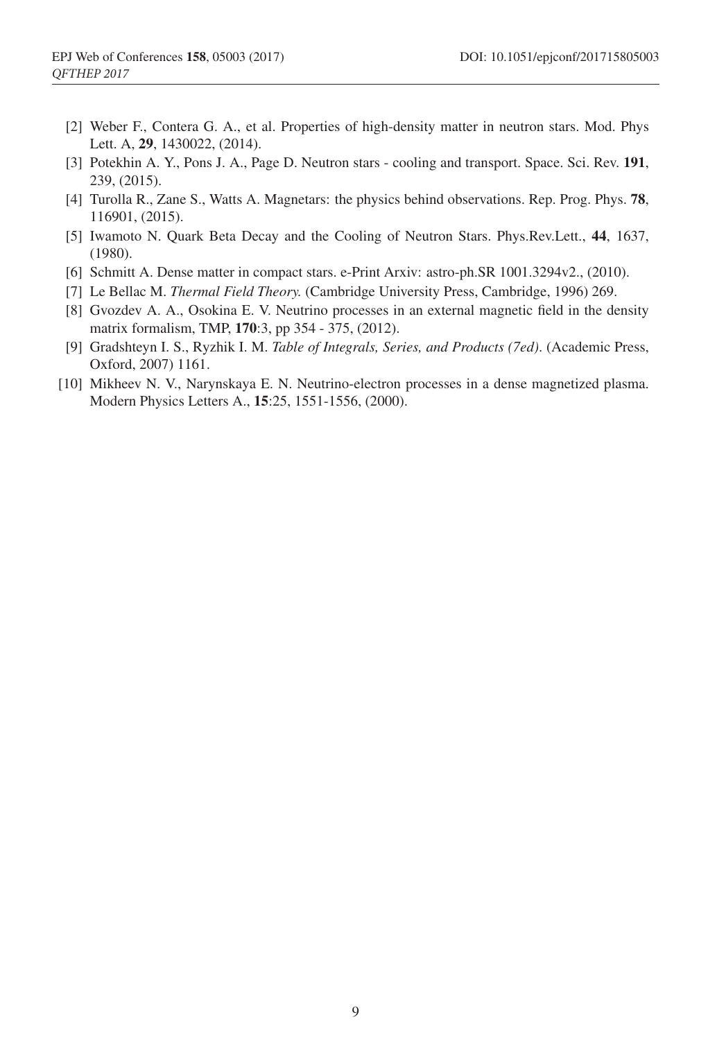[2] Weber F., Contera G. A., et al. Properties of high-density matter in neutron stars. Mod. Phys Lett. A, **29**, 1430022, (2014).

[3] Potekhin A. Y., Pons J. A., Page D. Neutron stars - cooling and transport. Space. Sci. Rev. **191**, 239, (2015).

[4] Turolla R., Zane S., Watts A. Magnetars: the physics behind observations. Rep. Prog. Phys. **78**, 116901, (2015).

[5] Iwamoto N. Quark Beta Decay and the Cooling of Neutron Stars. Phys.Rev.Lett., **44**, 1637, (1980).

[6] Schmitt A. Dense matter in compact stars. e-Print Arxiv: astro-ph.SR 1001.3294v2., (2010).

[7] Le Bellac M. *Thermal Field Theory.* (Cambridge University Press, Cambridge, 1996) 269.

[8] Gvozdev A. A., Osokina E. V. Neutrino processes in an external magnetic field in the density matrix formalism, TMP, **170**:3, pp 354 - 375, (2012).

[9] Gradshteyn I. S., Ryzhik I. M. *Table of Integrals, Series, and Products (7ed)*. (Academic Press, Oxford, 2007) 1161.

[10] Mikheev N. V., Narynskaya E. N. Neutrino-electron processes in a dense magnetized plasma. Modern Physics Letters A., **15**:25, 1551-1556, (2000).